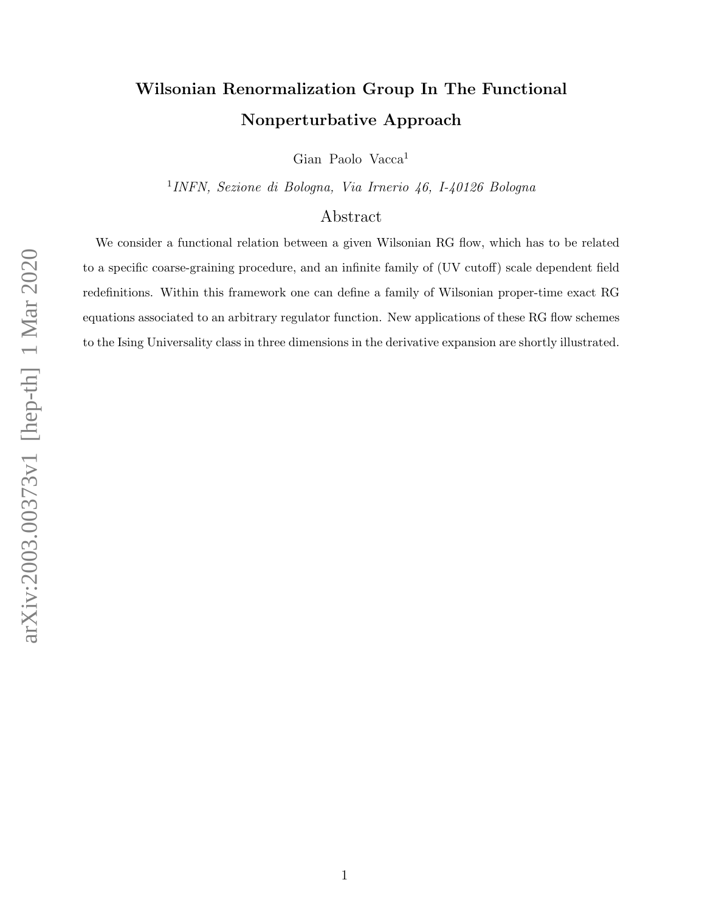# Wilsonian Renormalization Group In The Functional Nonperturbative Approach

Gian Paolo Vacca[1]

[1] *INFN, Sezione di Bologna, Via Irnerio 46, I-40126 Bologna*

## Abstract

We consider a functional relation between a given Wilsonian RG flow, which has to be related to a specific coarse-graining procedure, and an infinite family of (UV cutoff) scale dependent field redefinitions. Within this framework one can define a family of Wilsonian proper-time exact RG equations associated to an arbitrary regulator function. New applications of these RG flow schemes to the Ising Universality class in three dimensions in the derivative expansion are shortly illustrated.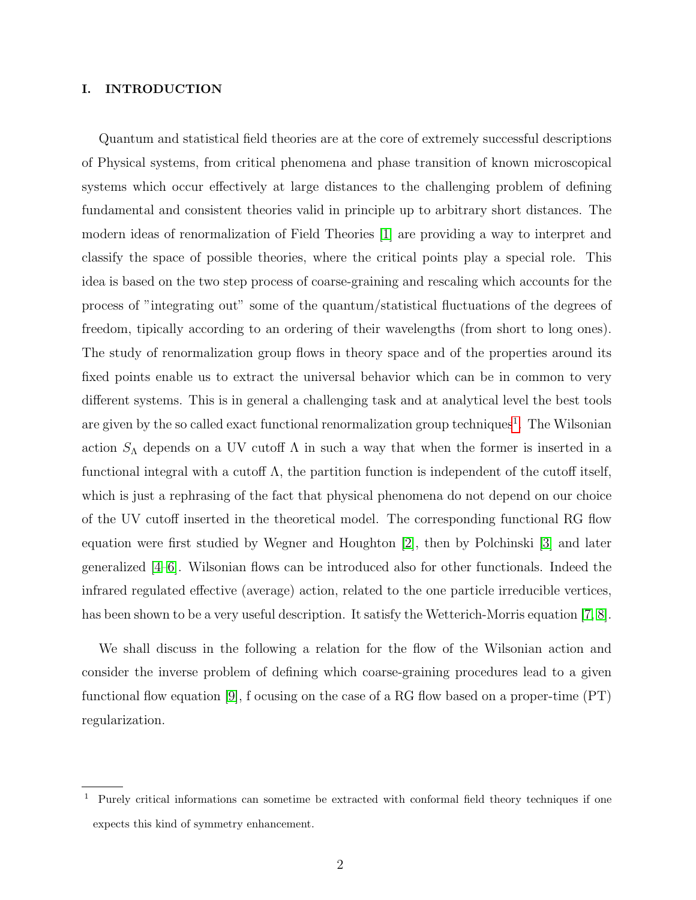## I. INTRODUCTION

Quantum and statistical field theories are at the core of extremely successful descriptions of Physical systems, from critical phenomena and phase transition of known microscopical systems which occur effectively at large distances to the challenging problem of defining fundamental and consistent theories valid in principle up to arbitrary short distances. The modern ideas of renormalization of Field Theories [1] are providing a way to interpret and classify the space of possible theories, where the critical points play a special role. This idea is based on the two step process of coarse-graining and rescaling which accounts for the process of "integrating out" some of the quantum/statistical fluctuations of the degrees of freedom, tipically according to an ordering of their wavelengths (from short to long ones). The study of renormalization group flows in theory space and of the properties around its fixed points enable us to extract the universal behavior which can be in common to very different systems. This is in general a challenging task and at analytical level the best tools are given by the so called exact functional renormalization group techniques[1]. The Wilsonian action $S_\Lambda$ depends on a UV cutoff $\Lambda$ in such a way that when the former is inserted in a functional integral with a cutoff $\Lambda$, the partition function is independent of the cutoff itself, which is just a rephrasing of the fact that physical phenomena do not depend on our choice of the UV cutoff inserted in the theoretical model. The corresponding functional RG flow equation were first studied by Wegner and Houghton [2], then by Polchinski [3] and later generalized [4–6]. Wilsonian flows can be introduced also for other functionals. Indeed the infrared regulated effective (average) action, related to the one particle irreducible vertices, has been shown to be a very useful description. It satisfy the Wetterich-Morris equation [7, 8].

We shall discuss in the following a relation for the flow of the Wilsonian action and consider the inverse problem of defining which coarse-graining procedures lead to a given functional flow equation [9], f ocusing on the case of a RG flow based on a proper-time (PT) regularization.

---

[1] Purely critical informations can sometime be extracted with conformal field theory techniques if one expects this kind of symmetry enhancement.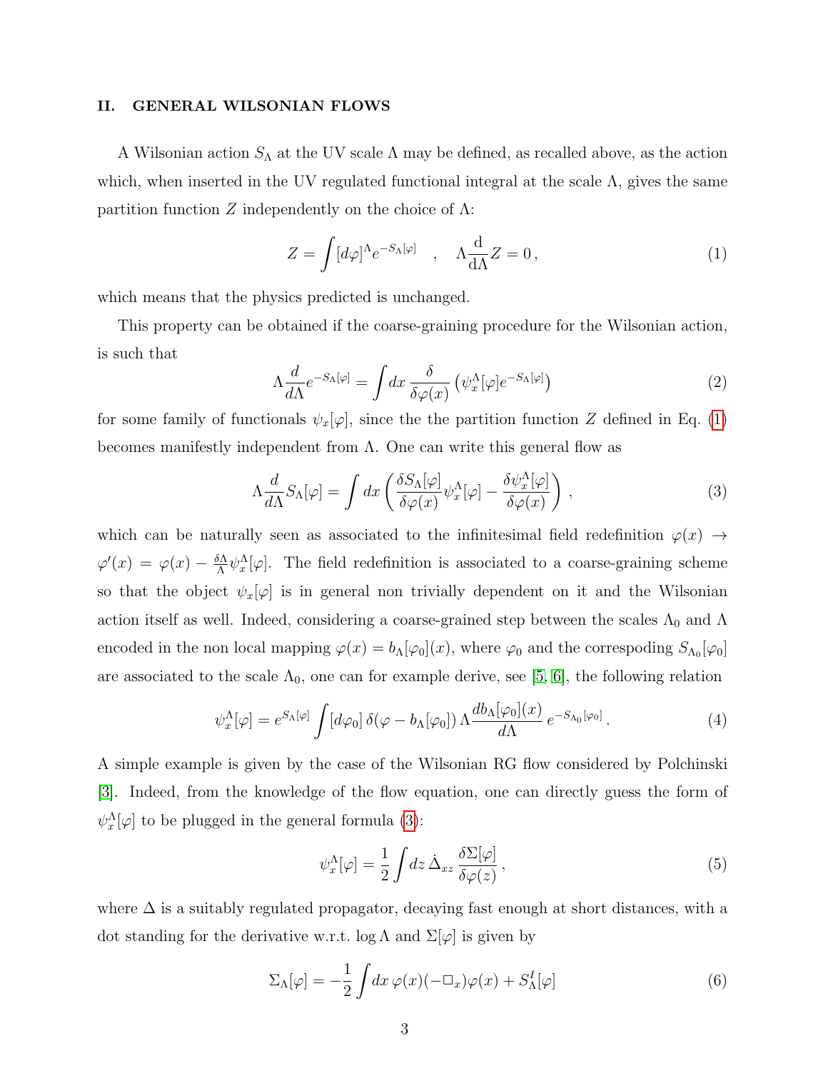## II. GENERAL WILSONIAN FLOWS

A Wilsonian action $S_\Lambda$ at the UV scale $\Lambda$ may be defined, as recalled above, as the action which, when inserted in the UV regulated functional integral at the scale $\Lambda$, gives the same partition function $Z$ independently on the choice of $\Lambda$:

$$Z = \int [d\varphi]^\Lambda e^{-S_\Lambda[\varphi]} \quad , \quad \Lambda \frac{\mathrm{d}}{\mathrm{d}\Lambda} Z = 0 \, , \tag{1}$$

which means that the physics predicted is unchanged.

This property can be obtained if the coarse-graining procedure for the Wilsonian action, is such that

$$\Lambda \frac{d}{d\Lambda} e^{-S_\Lambda[\varphi]} = \int dx \, \frac{\delta}{\delta \varphi(x)} \left( \psi^\Lambda_x[\varphi] e^{-S_\Lambda[\varphi]} \right) \tag{2}$$

for some family of functionals $\psi_x[\varphi]$, since the the partition function $Z$ defined in Eq. (1) becomes manifestly independent from $\Lambda$. One can write this general flow as

$$\Lambda \frac{d}{d\Lambda} S_\Lambda[\varphi] = \int dx \left( \frac{\delta S_\Lambda[\varphi]}{\delta \varphi(x)} \psi^\Lambda_x[\varphi] - \frac{\delta \psi^\Lambda_x[\varphi]}{\delta \varphi(x)} \right) , \tag{3}$$

which can be naturally seen as associated to the infinitesimal field redefinition $\varphi(x) \to \varphi'(x) = \varphi(x) - \frac{\delta \Lambda}{\Lambda} \psi^\Lambda_x[\varphi]$. The field redefinition is associated to a coarse-graining scheme so that the object $\psi_x[\varphi]$ is in general non trivially dependent on it and the Wilsonian action itself as well. Indeed, considering a coarse-grained step between the scales $\Lambda_0$ and $\Lambda$ encoded in the non local mapping $\varphi(x) = b_\Lambda[\varphi_0](x)$, where $\varphi_0$ and the correspoding $S_{\Lambda_0}[\varphi_0]$ are associated to the scale $\Lambda_0$, one can for example derive, see [5, 6], the following relation

$$\psi^\Lambda_x[\varphi] = e^{S_\Lambda[\varphi]} \int [d\varphi_0] \, \delta(\varphi - b_\Lambda[\varphi_0]) \, \Lambda \frac{db_\Lambda[\varphi_0](x)}{d\Lambda} \, e^{-S_{\Lambda_0}[\varphi_0]} \, . \tag{4}$$

A simple example is given by the case of the Wilsonian RG flow considered by Polchinski [3]. Indeed, from the knowledge of the flow equation, one can directly guess the form of $\psi^\Lambda_x[\varphi]$ to be plugged in the general formula (3):

$$\psi^\Lambda_x[\varphi] = \frac{1}{2} \int dz \, \dot{\Delta}_{xz} \, \frac{\delta \Sigma[\varphi]}{\delta \varphi(z)} \, , \tag{5}$$

where $\Delta$ is a suitably regulated propagator, decaying fast enough at short distances, with a dot standing for the derivative w.r.t. $\log \Lambda$ and $\Sigma[\varphi]$ is given by

$$\Sigma_\Lambda[\varphi] = -\frac{1}{2} \int dx \, \varphi(x)(-\Box_x)\varphi(x) + S^I_\Lambda[\varphi] \tag{6}$$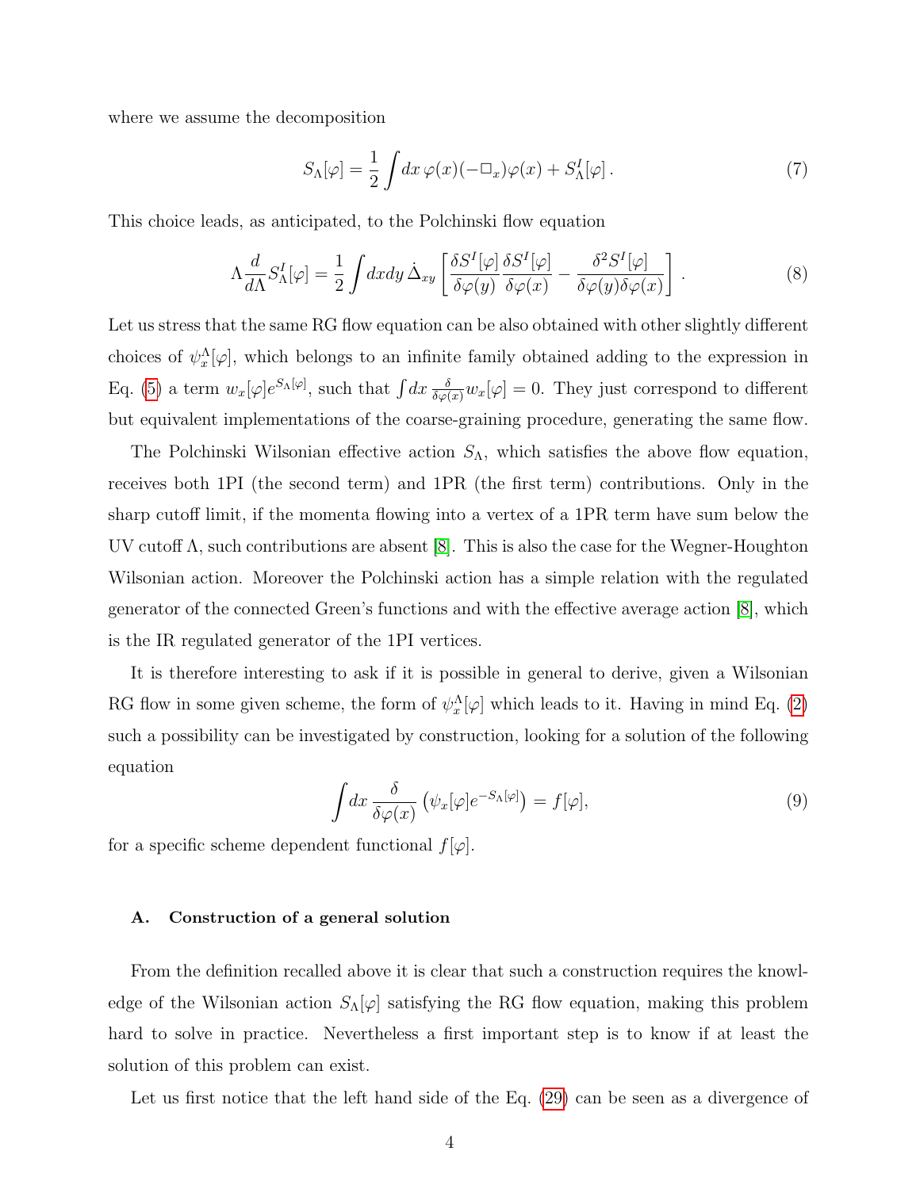where we assume the decomposition

$$S_\Lambda[\varphi] = \frac{1}{2}\int dx\, \varphi(x)(-\Box_x)\varphi(x) + S^I_\Lambda[\varphi]\,. \tag{7}$$

This choice leads, as anticipated, to the Polchinski flow equation

$$\Lambda\frac{d}{d\Lambda}S^I_\Lambda[\varphi] = \frac{1}{2}\int dx dy\, \dot{\Delta}_{xy}\left[\frac{\delta S^I[\varphi]}{\delta\varphi(y)}\frac{\delta S^I[\varphi]}{\delta\varphi(x)} - \frac{\delta^2 S^I[\varphi]}{\delta\varphi(y)\delta\varphi(x)}\right]. \tag{8}$$

Let us stress that the same RG flow equation can be also obtained with other slightly different choices of $\psi^\Lambda_x[\varphi]$, which belongs to an infinite family obtained adding to the expression in Eq. (5) a term $w_x[\varphi]e^{S_\Lambda[\varphi]}$, such that $\int dx\, \frac{\delta}{\delta\varphi(x)} w_x[\varphi] = 0$. They just correspond to different but equivalent implementations of the coarse-graining procedure, generating the same flow.

The Polchinski Wilsonian effective action $S_\Lambda$, which satisfies the above flow equation, receives both 1PI (the second term) and 1PR (the first term) contributions. Only in the sharp cutoff limit, if the momenta flowing into a vertex of a 1PR term have sum below the UV cutoff $\Lambda$, such contributions are absent [8]. This is also the case for the Wegner-Houghton Wilsonian action. Moreover the Polchinski action has a simple relation with the regulated generator of the connected Green's functions and with the effective average action [8], which is the IR regulated generator of the 1PI vertices.

It is therefore interesting to ask if it is possible in general to derive, given a Wilsonian RG flow in some given scheme, the form of $\psi^\Lambda_x[\varphi]$ which leads to it. Having in mind Eq. (2) such a possibility can be investigated by construction, looking for a solution of the following equation

$$\int dx\, \frac{\delta}{\delta\varphi(x)}\left(\psi_x[\varphi]e^{-S_\Lambda[\varphi]}\right) = f[\varphi], \tag{9}$$

for a specific scheme dependent functional $f[\varphi]$.

### A. Construction of a general solution

From the definition recalled above it is clear that such a construction requires the knowledge of the Wilsonian action $S_\Lambda[\varphi]$ satisfying the RG flow equation, making this problem hard to solve in practice. Nevertheless a first important step is to know if at least the solution of this problem can exist.

Let us first notice that the left hand side of the Eq. (29) can be seen as a divergence of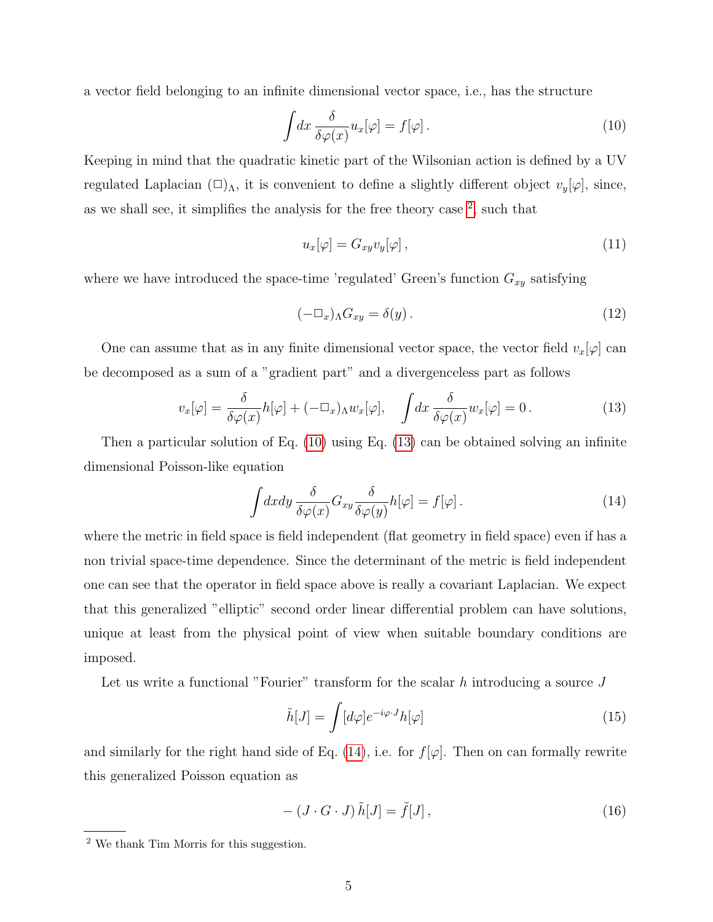a vector field belonging to an infinite dimensional vector space, i.e., has the structure

$$\int dx \, \frac{\delta}{\delta\varphi(x)} u_x[\varphi] = f[\varphi] \,. \tag{10}$$

Keeping in mind that the quadratic kinetic part of the Wilsonian action is defined by a UV regulated Laplacian $(\Box)_\Lambda$, it is convenient to define a slightly different object $v_y[\varphi]$, since, as we shall see, it simplifies the analysis for the free theory case [2], such that

$$u_x[\varphi] = G_{xy} v_y[\varphi] \,, \tag{11}$$

where we have introduced the space-time 'regulated' Green's function $G_{xy}$ satisfying

$$(-\Box_x)_\Lambda G_{xy} = \delta(y) \,. \tag{12}$$

One can assume that as in any finite dimensional vector space, the vector field $v_x[\varphi]$ can be decomposed as a sum of a "gradient part" and a divergenceless part as follows

$$v_x[\varphi] = \frac{\delta}{\delta\varphi(x)} h[\varphi] + (-\Box_x)_\Lambda w_x[\varphi], \quad \int dx \, \frac{\delta}{\delta\varphi(x)} w_x[\varphi] = 0 \,. \tag{13}$$

Then a particular solution of Eq. (10) using Eq. (13) can be obtained solving an infinite dimensional Poisson-like equation

$$\int dx dy \, \frac{\delta}{\delta\varphi(x)} G_{xy} \frac{\delta}{\delta\varphi(y)} h[\varphi] = f[\varphi] \,. \tag{14}$$

where the metric in field space is field independent (flat geometry in field space) even if has a non trivial space-time dependence. Since the determinant of the metric is field independent one can see that the operator in field space above is really a covariant Laplacian. We expect that this generalized "elliptic" second order linear differential problem can have solutions, unique at least from the physical point of view when suitable boundary conditions are imposed.

Let us write a functional "Fourier" transform for the scalar $h$ introducing a source $J$

$$\tilde{h}[J] = \int [d\varphi] e^{-i\varphi \cdot J} h[\varphi] \tag{15}$$

and similarly for the right hand side of Eq. (14), i.e. for $f[\varphi]$. Then on can formally rewrite this generalized Poisson equation as

$$-\left(J \cdot G \cdot J\right) \tilde{h}[J] = \tilde{f}[J] \,, \tag{16}$$

[2] We thank Tim Morris for this suggestion.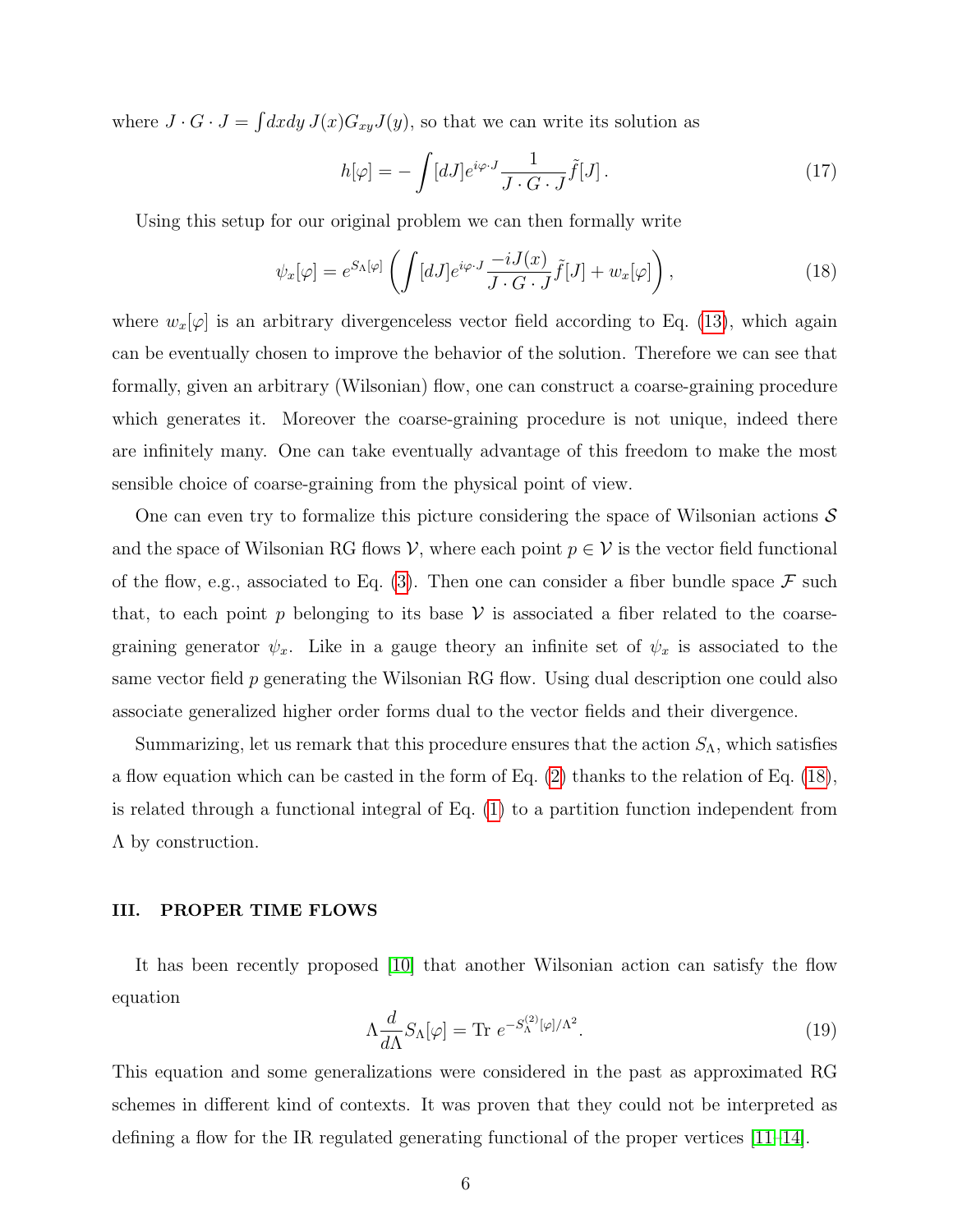where $J \cdot G \cdot J = \int dxdy\, J(x) G_{xy} J(y)$, so that we can write its solution as

$$h[\varphi] = -\int [dJ] e^{i\varphi \cdot J} \frac{1}{J \cdot G \cdot J} \tilde{f}[J]\,. \tag{17}$$

Using this setup for our original problem we can then formally write

$$\psi_x[\varphi] = e^{S_\Lambda[\varphi]} \left( \int [dJ] e^{i\varphi \cdot J} \frac{-iJ(x)}{J \cdot G \cdot J} \tilde{f}[J] + w_x[\varphi] \right), \tag{18}$$

where $w_x[\varphi]$ is an arbitrary divergenceless vector field according to Eq. (13), which again can be eventually chosen to improve the behavior of the solution. Therefore we can see that formally, given an arbitrary (Wilsonian) flow, one can construct a coarse-graining procedure which generates it. Moreover the coarse-graining procedure is not unique, indeed there are infinitely many. One can take eventually advantage of this freedom to make the most sensible choice of coarse-graining from the physical point of view.

One can even try to formalize this picture considering the space of Wilsonian actions $\mathcal{S}$ and the space of Wilsonian RG flows $\mathcal{V}$, where each point $p \in \mathcal{V}$ is the vector field functional of the flow, e.g., associated to Eq. (3). Then one can consider a fiber bundle space $\mathcal{F}$ such that, to each point $p$ belonging to its base $\mathcal{V}$ is associated a fiber related to the coarse-graining generator $\psi_x$. Like in a gauge theory an infinite set of $\psi_x$ is associated to the same vector field $p$ generating the Wilsonian RG flow. Using dual description one could also associate generalized higher order forms dual to the vector fields and their divergence.

Summarizing, let us remark that this procedure ensures that the action $S_\Lambda$, which satisfies a flow equation which can be casted in the form of Eq. (2) thanks to the relation of Eq. (18), is related through a functional integral of Eq. (1) to a partition function independent from $\Lambda$ by construction.

### III. PROPER TIME FLOWS

It has been recently proposed [10] that another Wilsonian action can satisfy the flow equation

$$\Lambda \frac{d}{d\Lambda} S_\Lambda[\varphi] = \text{Tr}\; e^{-S_\Lambda^{(2)}[\varphi]/\Lambda^2}. \tag{19}$$

This equation and some generalizations were considered in the past as approximated RG schemes in different kind of contexts. It was proven that they could not be interpreted as defining a flow for the IR regulated generating functional of the proper vertices [11–14].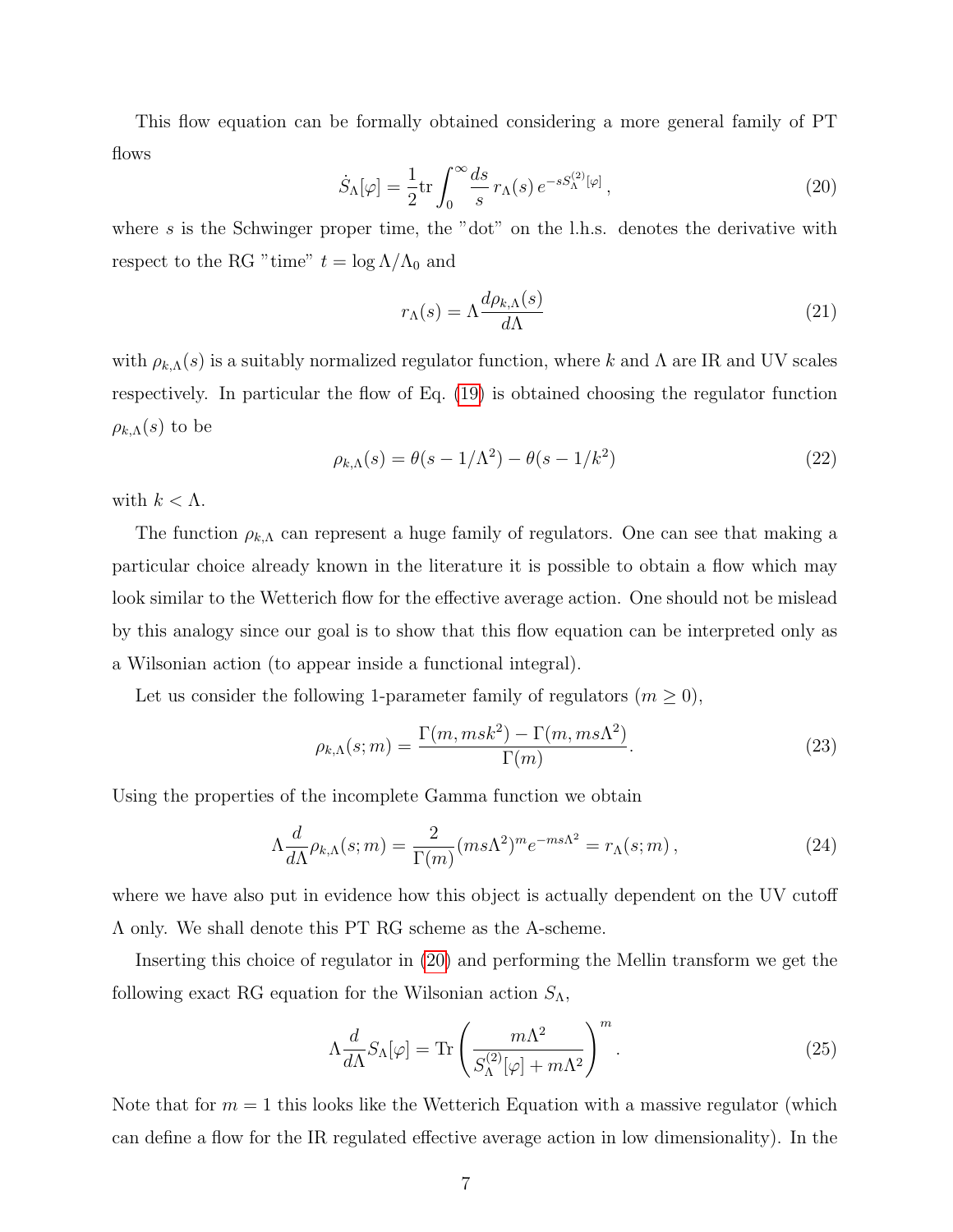This flow equation can be formally obtained considering a more general family of PT flows

$$\dot{S}_\Lambda[\varphi] = \frac{1}{2}\mathrm{tr}\int_0^\infty \frac{ds}{s}\, r_\Lambda(s)\, e^{-sS_\Lambda^{(2)}[\varphi]}\,, \tag{20}$$

where $s$ is the Schwinger proper time, the "dot" on the l.h.s. denotes the derivative with respect to the RG "time" $t = \log \Lambda/\Lambda_0$ and

$$r_\Lambda(s) = \Lambda \frac{d\rho_{k,\Lambda}(s)}{d\Lambda} \tag{21}$$

with $\rho_{k,\Lambda}(s)$ is a suitably normalized regulator function, where $k$ and $\Lambda$ are IR and UV scales respectively. In particular the flow of Eq. (19) is obtained choosing the regulator function $\rho_{k,\Lambda}(s)$ to be

$$\rho_{k,\Lambda}(s) = \theta(s - 1/\Lambda^2) - \theta(s - 1/k^2) \tag{22}$$

with $k < \Lambda$.

The function $\rho_{k,\Lambda}$ can represent a huge family of regulators. One can see that making a particular choice already known in the literature it is possible to obtain a flow which may look similar to the Wetterich flow for the effective average action. One should not be mislead by this analogy since our goal is to show that this flow equation can be interpreted only as a Wilsonian action (to appear inside a functional integral).

Let us consider the following 1-parameter family of regulators ($m \geq 0$),

$$\rho_{k,\Lambda}(s;m) = \frac{\Gamma(m, msk^2) - \Gamma(m, ms\Lambda^2)}{\Gamma(m)}. \tag{23}$$

Using the properties of the incomplete Gamma function we obtain

$$\Lambda \frac{d}{d\Lambda}\rho_{k,\Lambda}(s;m) = \frac{2}{\Gamma(m)}(ms\Lambda^2)^m e^{-ms\Lambda^2} = r_\Lambda(s;m)\,, \tag{24}$$

where we have also put in evidence how this object is actually dependent on the UV cutoff $\Lambda$ only. We shall denote this PT RG scheme as the A-scheme.

Inserting this choice of regulator in (20) and performing the Mellin transform we get the following exact RG equation for the Wilsonian action $S_\Lambda$,

$$\Lambda \frac{d}{d\Lambda} S_\Lambda[\varphi] = \mathrm{Tr}\left(\frac{m\Lambda^2}{S_\Lambda^{(2)}[\varphi] + m\Lambda^2}\right)^m. \tag{25}$$

Note that for $m = 1$ this looks like the Wetterich Equation with a massive regulator (which can define a flow for the IR regulated effective average action in low dimensionality). In the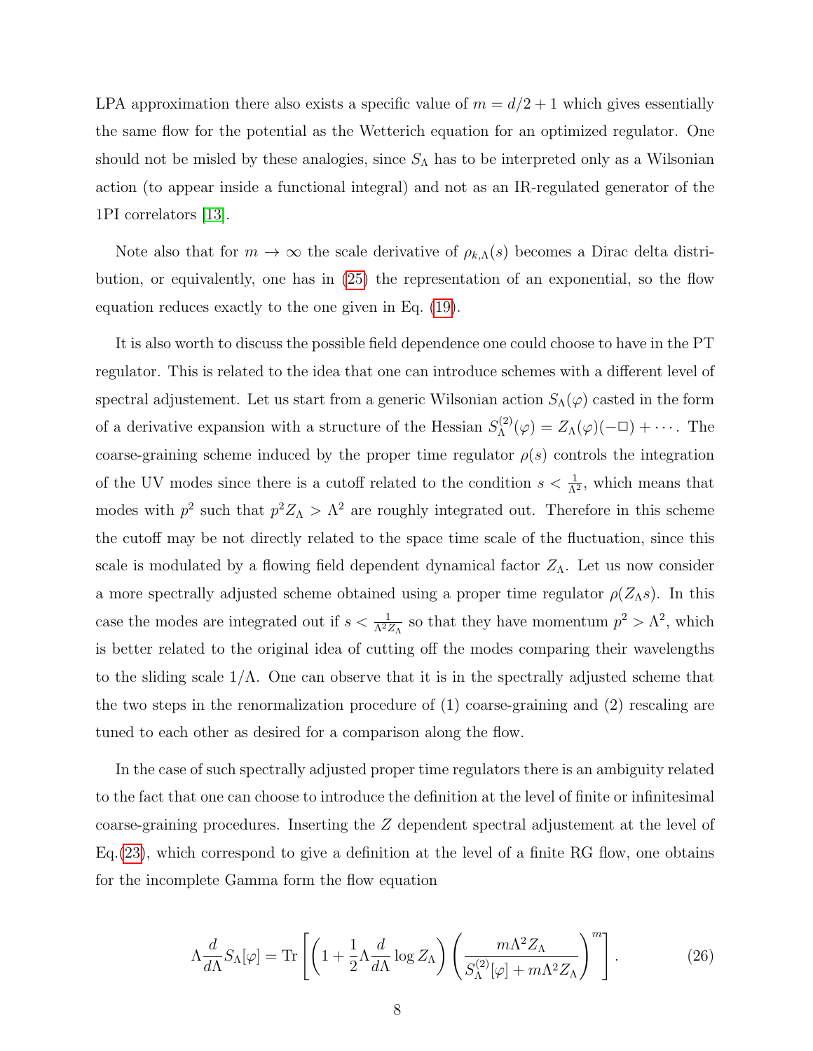LPA approximation there also exists a specific value of $m = d/2+1$ which gives essentially the same flow for the potential as the Wetterich equation for an optimized regulator. One should not be misled by these analogies, since $S_\Lambda$ has to be interpreted only as a Wilsonian action (to appear inside a functional integral) and not as an IR-regulated generator of the 1PI correlators [13].

Note also that for $m \to \infty$ the scale derivative of $\rho_{k,\Lambda}(s)$ becomes a Dirac delta distribution, or equivalently, one has in (25) the representation of an exponential, so the flow equation reduces exactly to the one given in Eq. (19).

It is also worth to discuss the possible field dependence one could choose to have in the PT regulator. This is related to the idea that one can introduce schemes with a different level of spectral adjustement. Let us start from a generic Wilsonian action $S_\Lambda(\varphi)$ casted in the form of a derivative expansion with a structure of the Hessian $S^{(2)}_\Lambda(\varphi) = Z_\Lambda(\varphi)(-\Box) + \cdots$. The coarse-graining scheme induced by the proper time regulator $\rho(s)$ controls the integration of the UV modes since there is a cutoff related to the condition $s < \frac{1}{\Lambda^2}$, which means that modes with $p^2$ such that $p^2 Z_\Lambda > \Lambda^2$ are roughly integrated out. Therefore in this scheme the cutoff may be not directly related to the space time scale of the fluctuation, since this scale is modulated by a flowing field dependent dynamical factor $Z_\Lambda$. Let us now consider a more spectrally adjusted scheme obtained using a proper time regulator $\rho(Z_\Lambda s)$. In this case the modes are integrated out if $s < \frac{1}{\Lambda^2 Z_\Lambda}$ so that they have momentum $p^2 > \Lambda^2$, which is better related to the original idea of cutting off the modes comparing their wavelengths to the sliding scale $1/\Lambda$. One can observe that it is in the spectrally adjusted scheme that the two steps in the renormalization procedure of (1) coarse-graining and (2) rescaling are tuned to each other as desired for a comparison along the flow.

In the case of such spectrally adjusted proper time regulators there is an ambiguity related to the fact that one can choose to introduce the definition at the level of finite or infinitesimal coarse-graining procedures. Inserting the $Z$ dependent spectral adjustement at the level of Eq.(23), which correspond to give a definition at the level of a finite RG flow, one obtains for the incomplete Gamma form the flow equation

$$\Lambda \frac{d}{d\Lambda} S_\Lambda[\varphi] = \mathrm{Tr}\left[ \left(1 + \frac{1}{2}\Lambda \frac{d}{d\Lambda}\log Z_\Lambda\right) \left( \frac{m\Lambda^2 Z_\Lambda}{S^{(2)}_\Lambda[\varphi] + m\Lambda^2 Z_\Lambda} \right)^m \right]. \tag{26}$$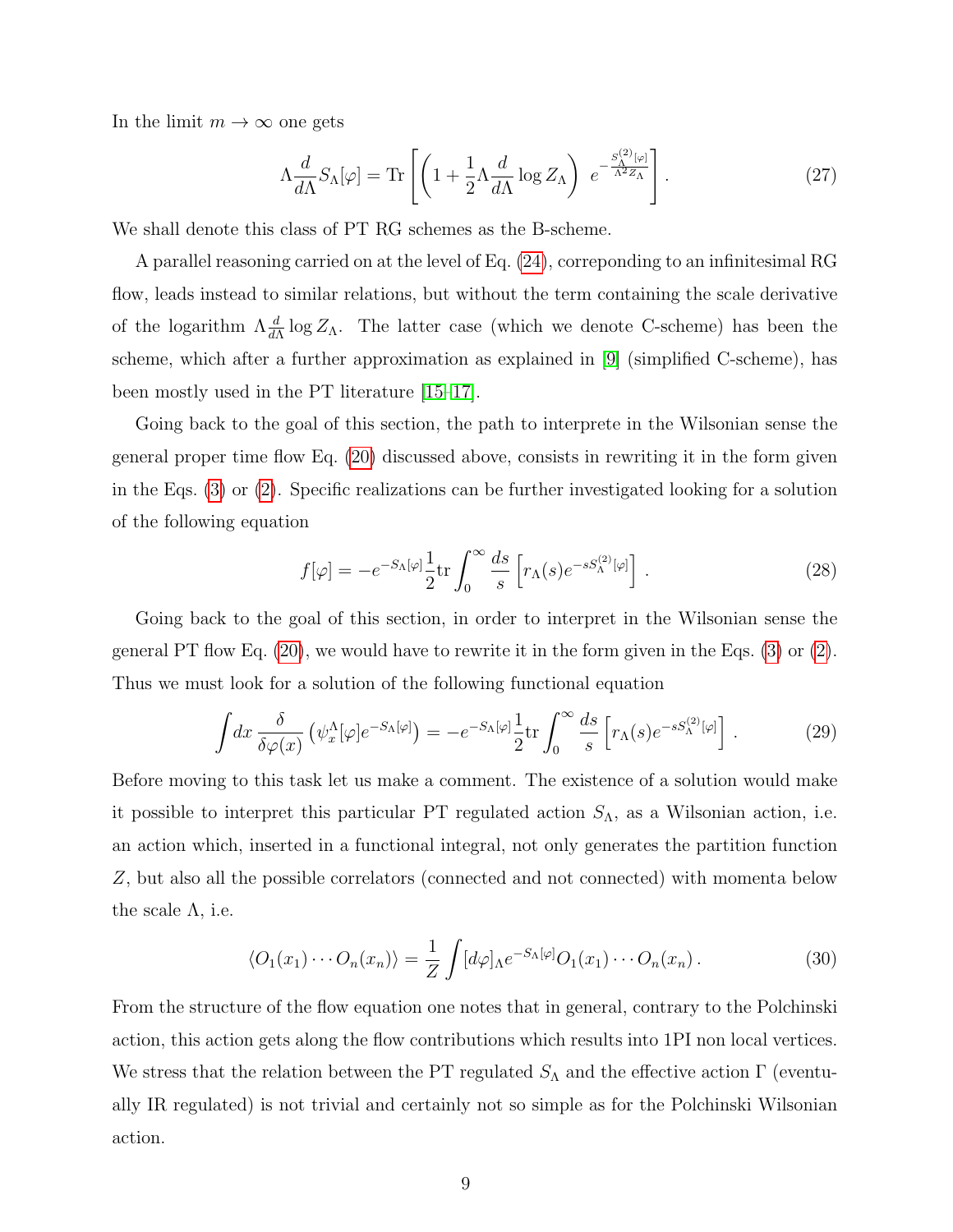In the limit $m \to \infty$ one gets

$$\Lambda \frac{d}{d\Lambda} S_\Lambda[\varphi] = \mathrm{Tr}\left[ \left( 1 + \frac{1}{2} \Lambda \frac{d}{d\Lambda} \log Z_\Lambda \right) \, e^{-\frac{S^{(2)}_\Lambda[\varphi]}{\Lambda^2 Z_\Lambda}} \right] . \tag{27}$$

We shall denote this class of PT RG schemes as the B-scheme.

A parallel reasoning carried on at the level of Eq. (24), correponding to an infinitesimal RG flow, leads instead to similar relations, but without the term containing the scale derivative of the logarithm $\Lambda \frac{d}{d\Lambda} \log Z_\Lambda$. The latter case (which we denote C-scheme) has been the scheme, which after a further approximation as explained in [9] (simplified C-scheme), has been mostly used in the PT literature [15–17].

Going back to the goal of this section, the path to interprete in the Wilsonian sense the general proper time flow Eq. (20) discussed above, consists in rewriting it in the form given in the Eqs. (3) or (2). Specific realizations can be further investigated looking for a solution of the following equation

$$f[\varphi] = -e^{-S_\Lambda[\varphi]} \frac{1}{2} \mathrm{tr} \int_0^\infty \frac{ds}{s} \left[ r_\Lambda(s) e^{-s S^{(2)}_\Lambda[\varphi]} \right] . \tag{28}$$

Going back to the goal of this section, in order to interpret in the Wilsonian sense the general PT flow Eq. (20), we would have to rewrite it in the form given in the Eqs. (3) or (2). Thus we must look for a solution of the following functional equation

$$\int dx \, \frac{\delta}{\delta \varphi(x)} \left( \psi^\Lambda_x[\varphi] e^{-S_\Lambda[\varphi]} \right) = -e^{-S_\Lambda[\varphi]} \frac{1}{2} \mathrm{tr} \int_0^\infty \frac{ds}{s} \left[ r_\Lambda(s) e^{-s S^{(2)}_\Lambda[\varphi]} \right] . \tag{29}$$

Before moving to this task let us make a comment. The existence of a solution would make it possible to interpret this particular PT regulated action $S_\Lambda$, as a Wilsonian action, i.e. an action which, inserted in a functional integral, not only generates the partition function $Z$, but also all the possible correlators (connected and not connected) with momenta below the scale $\Lambda$, i.e.

$$\langle O_1(x_1) \cdots O_n(x_n) \rangle = \frac{1}{Z} \int [d\varphi]_\Lambda e^{-S_\Lambda[\varphi]} O_1(x_1) \cdots O_n(x_n) \, . \tag{30}$$

From the structure of the flow equation one notes that in general, contrary to the Polchinski action, this action gets along the flow contributions which results into 1PI non local vertices. We stress that the relation between the PT regulated $S_\Lambda$ and the effective action $\Gamma$ (eventually IR regulated) is not trivial and certainly not so simple as for the Polchinski Wilsonian action.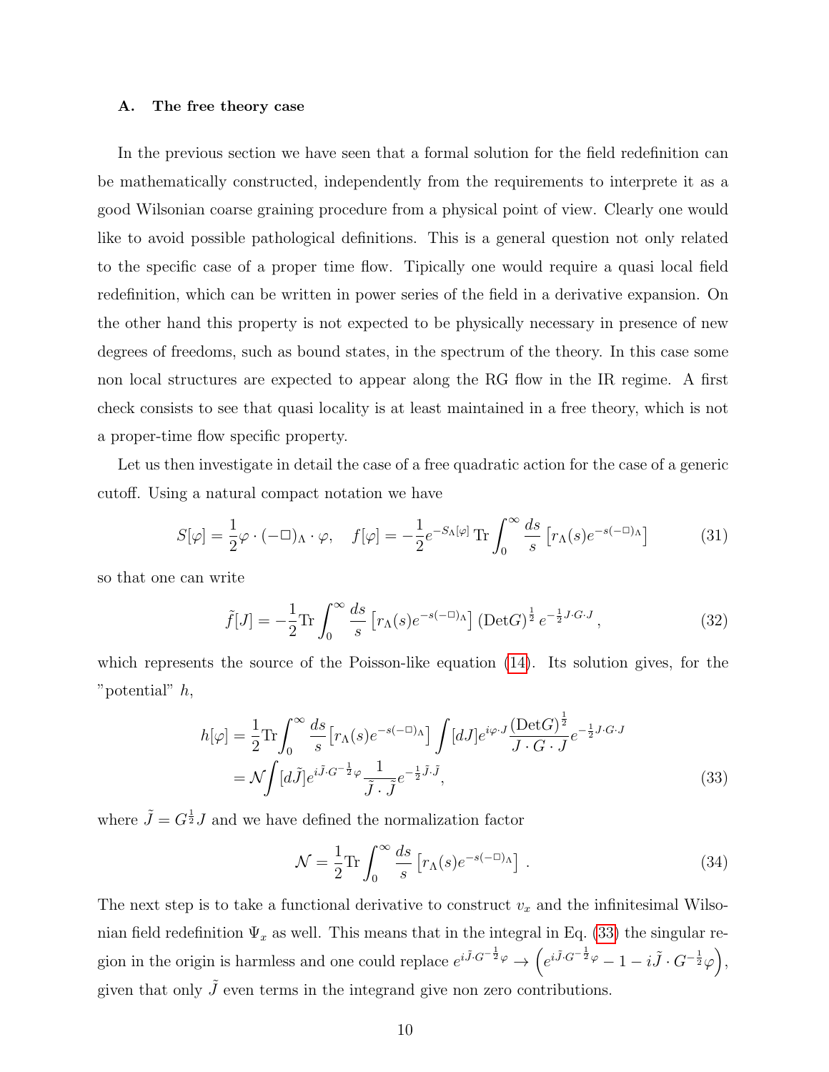### A. The free theory case

In the previous section we have seen that a formal solution for the field redefinition can be mathematically constructed, independently from the requirements to interprete it as a good Wilsonian coarse graining procedure from a physical point of view. Clearly one would like to avoid possible pathological definitions. This is a general question not only related to the specific case of a proper time flow. Tipically one would require a quasi local field redefinition, which can be written in power series of the field in a derivative expansion. On the other hand this property is not expected to be physically necessary in presence of new degrees of freedoms, such as bound states, in the spectrum of the theory. In this case some non local structures are expected to appear along the RG flow in the IR regime. A first check consists to see that quasi locality is at least maintained in a free theory, which is not a proper-time flow specific property.

Let us then investigate in detail the case of a free quadratic action for the case of a generic cutoff. Using a natural compact notation we have

$$S[\varphi] = \frac{1}{2}\varphi \cdot (-\Box)_\Lambda \cdot \varphi, \quad f[\varphi] = -\frac{1}{2} e^{-S_\Lambda[\varphi]}\, \mathrm{Tr} \int_0^\infty \frac{ds}{s} \left[ r_\Lambda(s) e^{-s(-\Box)_\Lambda} \right] \tag{31}$$

so that one can write

$$\tilde{f}[J] = -\frac{1}{2} \mathrm{Tr} \int_0^\infty \frac{ds}{s} \left[ r_\Lambda(s) e^{-s(-\Box)_\Lambda} \right] (\mathrm{Det} G)^{\frac{1}{2}}\, e^{-\frac{1}{2} J\cdot G \cdot J}\,, \tag{32}$$

which represents the source of the Poisson-like equation (14). Its solution gives, for the "potential" $h$,

$$\begin{aligned} h[\varphi] &= \frac{1}{2} \mathrm{Tr} \int_0^\infty \frac{ds}{s} \left[ r_\Lambda(s) e^{-s(-\Box)_\Lambda} \right] \int [dJ] e^{i\varphi \cdot J} \frac{(\mathrm{Det} G)^{\frac{1}{2}}}{J\cdot G\cdot J} e^{-\frac{1}{2} J\cdot G\cdot J} \\ &= \mathcal{N} \int [d\tilde{J}] e^{i \tilde{J}\cdot G^{-\frac{1}{2}}\varphi} \frac{1}{\tilde{J}\cdot\tilde{J}} e^{-\frac{1}{2}\tilde{J}\cdot\tilde{J}}, \end{aligned} \tag{33}$$

where $\tilde{J} = G^{\frac{1}{2}} J$ and we have defined the normalization factor

$$\mathcal{N} = \frac{1}{2} \mathrm{Tr} \int_0^\infty \frac{ds}{s} \left[ r_\Lambda(s) e^{-s(-\Box)_\Lambda} \right]\,. \tag{34}$$

The next step is to take a functional derivative to construct $v_x$ and the infinitesimal Wilsonian field redefinition $\Psi_x$ as well. This means that in the integral in Eq. (33) the singular region in the origin is harmless and one could replace $e^{i\tilde{J}\cdot G^{-\frac{1}{2}}\varphi} \to \left( e^{i\tilde{J}\cdot G^{-\frac{1}{2}}\varphi} - 1 - i\tilde{J}\cdot G^{-\frac{1}{2}}\varphi \right)$, given that only $\tilde{J}$ even terms in the integrand give non zero contributions.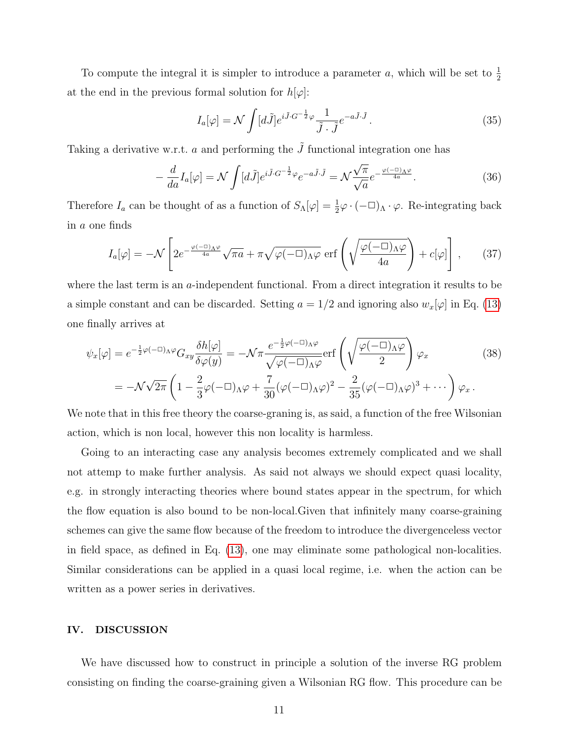To compute the integral it is simpler to introduce a parameter $a$, which will be set to $\frac{1}{2}$ at the end in the previous formal solution for $h[\varphi]$:

$$I_a[\varphi] = \mathcal{N} \int [d\tilde{J}] e^{i\tilde{J}\cdot G^{-\frac{1}{2}}\varphi} \frac{1}{\tilde{J}\cdot\tilde{J}} e^{-a\tilde{J}\cdot\tilde{J}} \,. \tag{35}$$

Taking a derivative w.r.t. $a$ and performing the $\tilde{J}$ functional integration one has

$$-\frac{d}{da} I_a[\varphi] = \mathcal{N} \int [d\tilde{J}] e^{i\tilde{J}\cdot G^{-\frac{1}{2}}\varphi} e^{-a\tilde{J}\cdot\tilde{J}} = \mathcal{N} \frac{\sqrt{\pi}}{\sqrt{a}} e^{-\frac{\varphi(-\Box)_\Lambda \varphi}{4a}} . \tag{36}$$

Therefore $I_a$ can be thought of as a function of $S_\Lambda[\varphi] = \frac{1}{2}\varphi \cdot (-\Box)_\Lambda \cdot \varphi$. Re-integrating back in $a$ one finds

$$I_a[\varphi] = -\mathcal{N} \left[ 2 e^{-\frac{\varphi(-\Box)_\Lambda \varphi}{4a}} \sqrt{\pi a} + \pi \sqrt{\varphi(-\Box)_\Lambda \varphi} \; \mathrm{erf}\left( \sqrt{\frac{\varphi(-\Box)_\Lambda \varphi}{4a}} \right) + c[\varphi] \right] , \tag{37}$$

where the last term is an $a$-independent functional. From a direct integration it results to be a simple constant and can be discarded. Setting $a = 1/2$ and ignoring also $w_x[\varphi]$ in Eq. (13) one finally arrives at

$$\begin{aligned}
\psi_x[\varphi] &= e^{-\frac{1}{2}\varphi(-\Box)_\Lambda \varphi} G_{xy} \frac{\delta h[\varphi]}{\delta \varphi(y)} = -\mathcal{N}\pi \frac{e^{-\frac{1}{2}\varphi(-\Box)_\Lambda \varphi}}{\sqrt{\varphi(-\Box)_\Lambda \varphi}} \mathrm{erf}\left( \sqrt{\frac{\varphi(-\Box)_\Lambda \varphi}{2}} \right) \varphi_x \\
&= -\mathcal{N}\sqrt{2\pi} \left( 1 - \frac{2}{3}\varphi(-\Box)_\Lambda \varphi + \frac{7}{30}(\varphi(-\Box)_\Lambda \varphi)^2 - \frac{2}{35}(\varphi(-\Box)_\Lambda \varphi)^3 + \cdots \right) \varphi_x \,.
\end{aligned} \tag{38}$$

We note that in this free theory the coarse-graning is, as said, a function of the free Wilsonian action, which is non local, however this non locality is harmless.

Going to an interacting case any analysis becomes extremely complicated and we shall not attemp to make further analysis. As said not always we should expect quasi locality, e.g. in strongly interacting theories where bound states appear in the spectrum, for which the flow equation is also bound to be non-local.Given that infinitely many coarse-graining schemes can give the same flow because of the freedom to introduce the divergenceless vector in field space, as defined in Eq. (13), one may eliminate some pathological non-localities. Similar considerations can be applied in a quasi local regime, i.e. when the action can be written as a power series in derivatives.

## IV. DISCUSSION

We have discussed how to construct in principle a solution of the inverse RG problem consisting on finding the coarse-graining given a Wilsonian RG flow. This procedure can be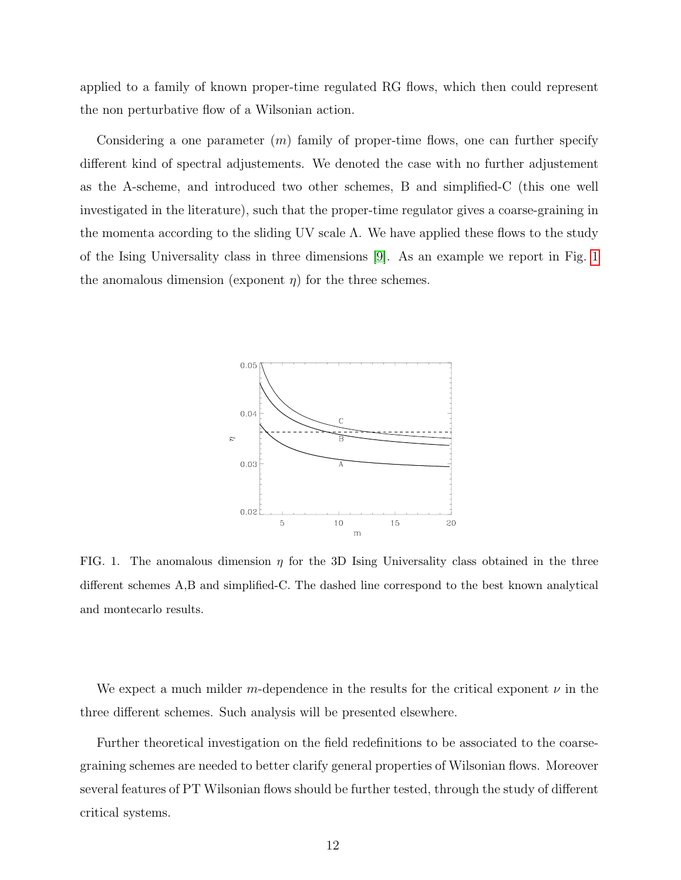applied to a family of known proper-time regulated RG flows, which then could represent the non perturbative flow of a Wilsonian action.

Considering a one parameter ($m$) family of proper-time flows, one can further specify different kind of spectral adjustements. We denoted the case with no further adjustement as the A-scheme, and introduced two other schemes, B and simplified-C (this one well investigated in the literature), such that the proper-time regulator gives a coarse-graining in the momenta according to the sliding UV scale $\Lambda$. We have applied these flows to the study of the Ising Universality class in three dimensions [9]. As an example we report in Fig. 1 the anomalous dimension (exponent $\eta$) for the three schemes.

FIG. 1. The anomalous dimension $\eta$ for the 3D Ising Universality class obtained in the three different schemes A,B and simplified-C. The dashed line correspond to the best known analytical and montecarlo results.

We expect a much milder $m$-dependence in the results for the critical exponent $\nu$ in the three different schemes. Such analysis will be presented elsewhere.

Further theoretical investigation on the field redefinitions to be associated to the coarse-graining schemes are needed to better clarify general properties of Wilsonian flows. Moreover several features of PT Wilsonian flows should be further tested, through the study of different critical systems.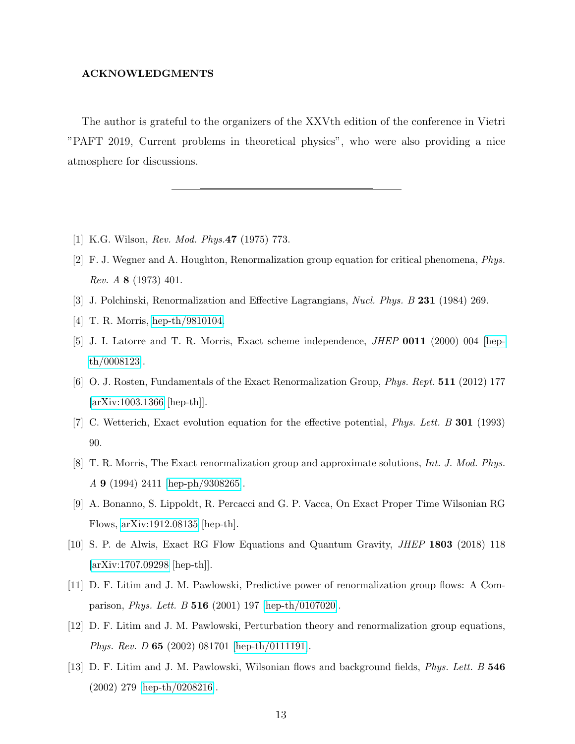## ACKNOWLEDGMENTS

The author is grateful to the organizers of the XXVth edition of the conference in Vietri "PAFT 2019, Current problems in theoretical physics", who were also providing a nice atmosphere for discussions.

---

[1] K.G. Wilson, *Rev. Mod. Phys.***47** (1975) 773.

[2] F. J. Wegner and A. Houghton, Renormalization group equation for critical phenomena, *Phys. Rev. A* **8** (1973) 401.

[3] J. Polchinski, Renormalization and Effective Lagrangians, *Nucl. Phys. B* **231** (1984) 269.

[4] T. R. Morris, hep-th/9810104.

[5] J. I. Latorre and T. R. Morris, Exact scheme independence, *JHEP* **0011** (2000) 004 [hep-th/0008123].

[6] O. J. Rosten, Fundamentals of the Exact Renormalization Group, *Phys. Rept.* **511** (2012) 177 [arXiv:1003.1366 [hep-th]].

[7] C. Wetterich, Exact evolution equation for the effective potential, *Phys. Lett. B* **301** (1993) 90.

[8] T. R. Morris, The Exact renormalization group and approximate solutions, *Int. J. Mod. Phys. A* **9** (1994) 2411 [hep-ph/9308265].

[9] A. Bonanno, S. Lippoldt, R. Percacci and G. P. Vacca, On Exact Proper Time Wilsonian RG Flows, arXiv:1912.08135 [hep-th].

[10] S. P. de Alwis, Exact RG Flow Equations and Quantum Gravity, *JHEP* **1803** (2018) 118 [arXiv:1707.09298 [hep-th]].

[11] D. F. Litim and J. M. Pawlowski, Predictive power of renormalization group flows: A Comparison, *Phys. Lett. B* **516** (2001) 197 [hep-th/0107020].

[12] D. F. Litim and J. M. Pawlowski, Perturbation theory and renormalization group equations, *Phys. Rev. D* **65** (2002) 081701 [hep-th/0111191].

[13] D. F. Litim and J. M. Pawlowski, Wilsonian flows and background fields, *Phys. Lett. B* **546** (2002) 279 [hep-th/0208216].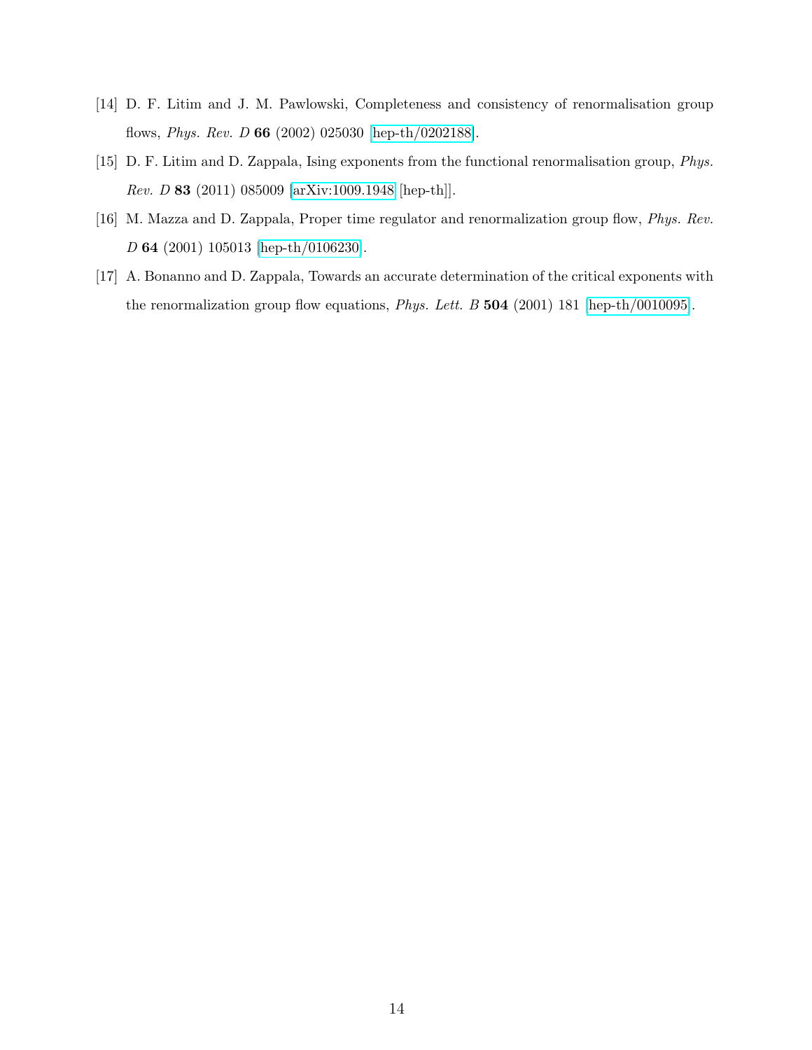[14] D. F. Litim and J. M. Pawlowski, Completeness and consistency of renormalisation group flows, *Phys. Rev. D* **66** (2002) 025030 [hep-th/0202188].

[15] D. F. Litim and D. Zappala, Ising exponents from the functional renormalisation group, *Phys. Rev. D* **83** (2011) 085009 [arXiv:1009.1948 [hep-th]].

[16] M. Mazza and D. Zappala, Proper time regulator and renormalization group flow, *Phys. Rev. D* **64** (2001) 105013 [hep-th/0106230].

[17] A. Bonanno and D. Zappala, Towards an accurate determination of the critical exponents with the renormalization group flow equations, *Phys. Lett. B* **504** (2001) 181 [hep-th/0010095].